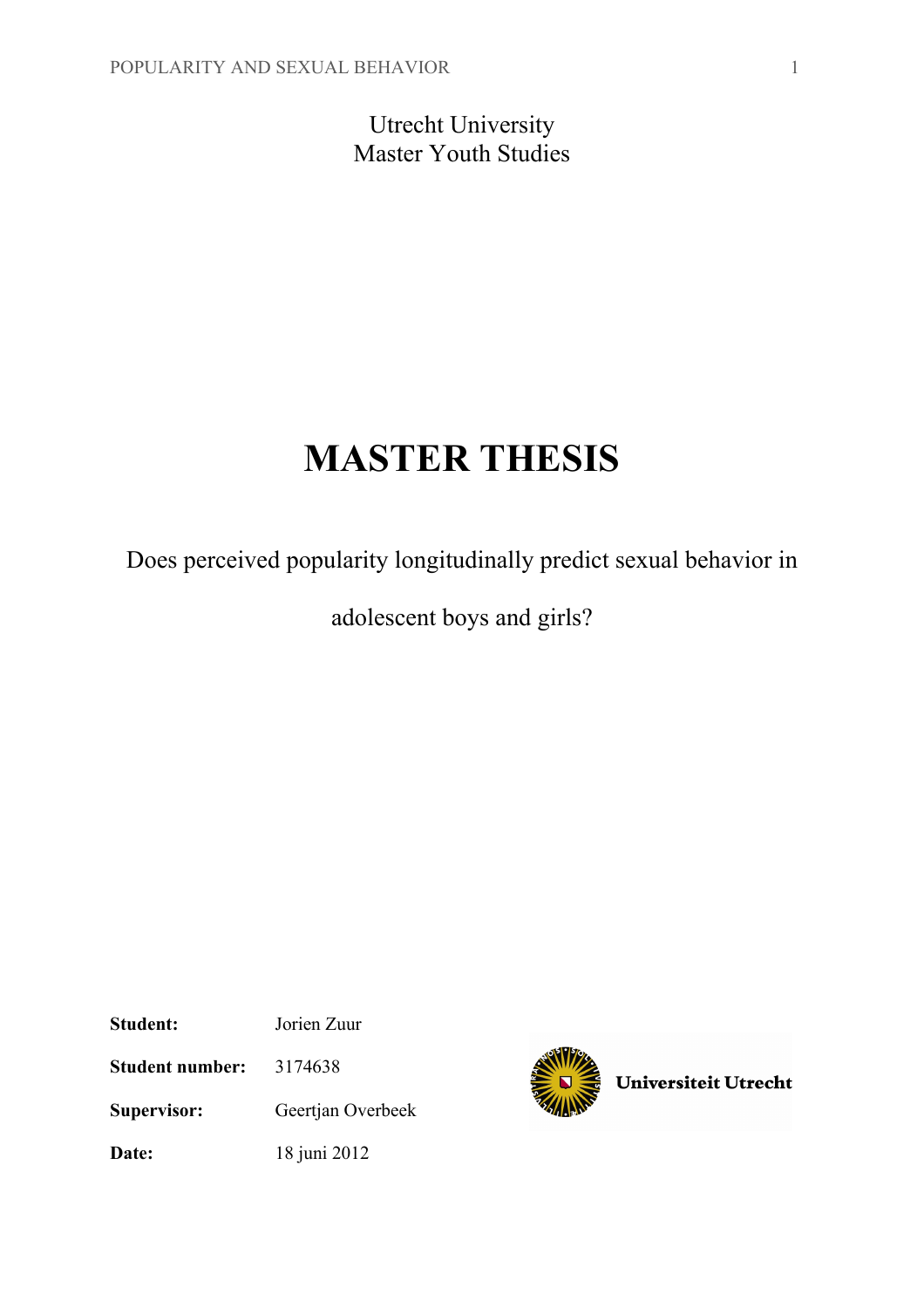Utrecht University

Master Youth Studies

# MASTER THESIS

Does perceived popularity longitudinally predict sexual behavior in adolescent boys and girls?

**Student:** Jorien Zuur

**Student number:** 3174638

**Supervisor:** Geertjan Overbeek

**Date:** 18 juni 2012

Universiteit Utrecht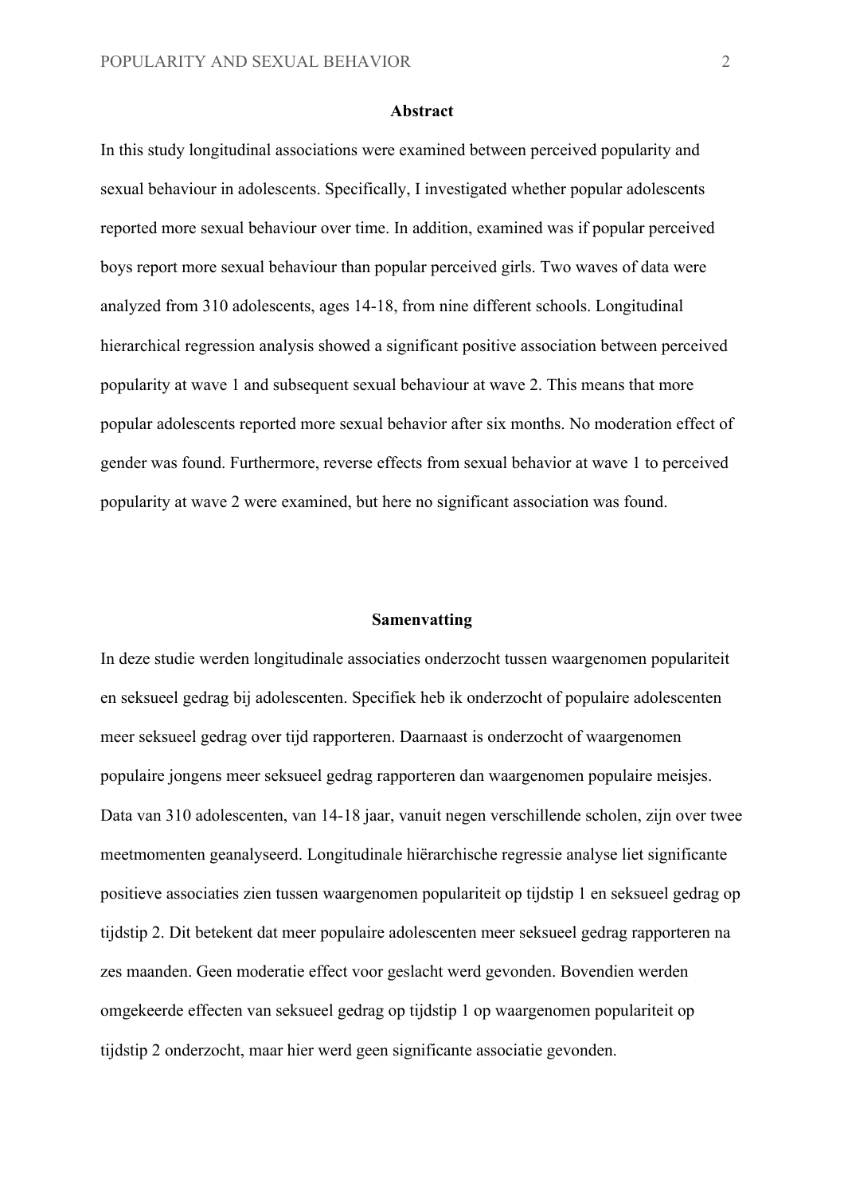## Abstract

In this study longitudinal associations were examined between perceived popularity and sexual behaviour in adolescents. Specifically, I investigated whether popular adolescents reported more sexual behaviour over time. In addition, examined was if popular perceived boys report more sexual behaviour than popular perceived girls. Two waves of data were analyzed from 310 adolescents, ages 14-18, from nine different schools. Longitudinal hierarchical regression analysis showed a significant positive association between perceived popularity at wave 1 and subsequent sexual behaviour at wave 2. This means that more popular adolescents reported more sexual behavior after six months. No moderation effect of gender was found. Furthermore, reverse effects from sexual behavior at wave 1 to perceived popularity at wave 2 were examined, but here no significant association was found.

## Samenvatting

In deze studie werden longitudinale associaties onderzocht tussen waargenomen populariteit en seksueel gedrag bij adolescenten. Specifiek heb ik onderzocht of populaire adolescenten meer seksueel gedrag over tijd rapporteren. Daarnaast is onderzocht of waargenomen populaire jongens meer seksueel gedrag rapporteren dan waargenomen populaire meisjes. Data van 310 adolescenten, van 14-18 jaar, vanuit negen verschillende scholen, zijn over twee meetmomenten geanalyseerd. Longitudinale hiërarchische regressie analyse liet significante positieve associaties zien tussen waargenomen populariteit op tijdstip 1 en seksueel gedrag op tijdstip 2. Dit betekent dat meer populaire adolescenten meer seksueel gedrag rapporteren na zes maanden. Geen moderatie effect voor geslacht werd gevonden. Bovendien werden omgekeerde effecten van seksueel gedrag op tijdstip 1 op waargenomen populariteit op tijdstip 2 onderzocht, maar hier werd geen significante associatie gevonden.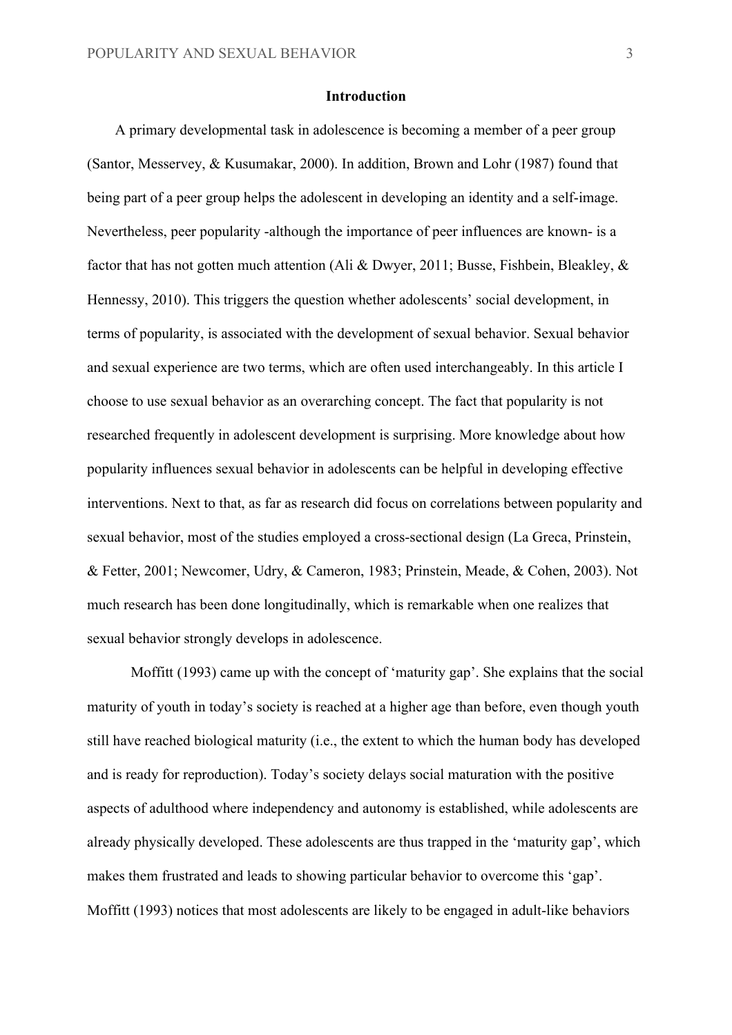## Introduction

A primary developmental task in adolescence is becoming a member of a peer group (Santor, Messervey, & Kusumakar, 2000). In addition, Brown and Lohr (1987) found that being part of a peer group helps the adolescent in developing an identity and a self-image. Nevertheless, peer popularity -although the importance of peer influences are known- is a factor that has not gotten much attention (Ali & Dwyer, 2011; Busse, Fishbein, Bleakley, & Hennessy, 2010). This triggers the question whether adolescents' social development, in terms of popularity, is associated with the development of sexual behavior. Sexual behavior and sexual experience are two terms, which are often used interchangeably. In this article I choose to use sexual behavior as an overarching concept. The fact that popularity is not researched frequently in adolescent development is surprising. More knowledge about how popularity influences sexual behavior in adolescents can be helpful in developing effective interventions. Next to that, as far as research did focus on correlations between popularity and sexual behavior, most of the studies employed a cross-sectional design (La Greca, Prinstein, & Fetter, 2001; Newcomer, Udry, & Cameron, 1983; Prinstein, Meade, & Cohen, 2003). Not much research has been done longitudinally, which is remarkable when one realizes that sexual behavior strongly develops in adolescence.

Moffitt (1993) came up with the concept of 'maturity gap'. She explains that the social maturity of youth in today's society is reached at a higher age than before, even though youth still have reached biological maturity (i.e., the extent to which the human body has developed and is ready for reproduction). Today's society delays social maturation with the positive aspects of adulthood where independency and autonomy is established, while adolescents are already physically developed. These adolescents are thus trapped in the 'maturity gap', which makes them frustrated and leads to showing particular behavior to overcome this 'gap'. Moffitt (1993) notices that most adolescents are likely to be engaged in adult-like behaviors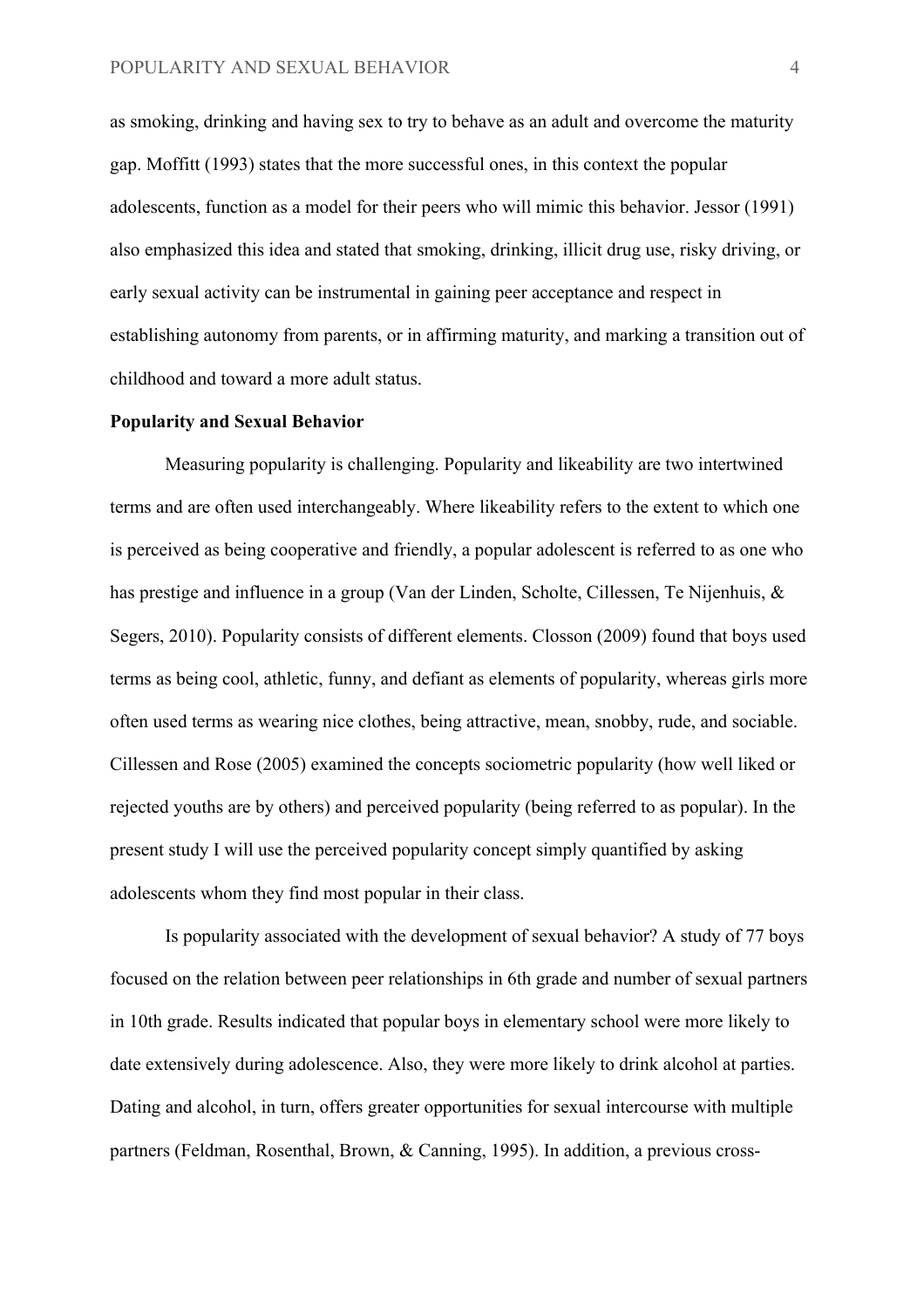as smoking, drinking and having sex to try to behave as an adult and overcome the maturity gap. Moffitt (1993) states that the more successful ones, in this context the popular adolescents, function as a model for their peers who will mimic this behavior. Jessor (1991) also emphasized this idea and stated that smoking, drinking, illicit drug use, risky driving, or early sexual activity can be instrumental in gaining peer acceptance and respect in establishing autonomy from parents, or in affirming maturity, and marking a transition out of childhood and toward a more adult status.

**Popularity and Sexual Behavior**

Measuring popularity is challenging. Popularity and likeability are two intertwined terms and are often used interchangeably. Where likeability refers to the extent to which one is perceived as being cooperative and friendly, a popular adolescent is referred to as one who has prestige and influence in a group (Van der Linden, Scholte, Cillessen, Te Nijenhuis, & Segers, 2010). Popularity consists of different elements. Closson (2009) found that boys used terms as being cool, athletic, funny, and defiant as elements of popularity, whereas girls more often used terms as wearing nice clothes, being attractive, mean, snobby, rude, and sociable. Cillessen and Rose (2005) examined the concepts sociometric popularity (how well liked or rejected youths are by others) and perceived popularity (being referred to as popular). In the present study I will use the perceived popularity concept simply quantified by asking adolescents whom they find most popular in their class.

Is popularity associated with the development of sexual behavior? A study of 77 boys focused on the relation between peer relationships in 6th grade and number of sexual partners in 10th grade. Results indicated that popular boys in elementary school were more likely to date extensively during adolescence. Also, they were more likely to drink alcohol at parties. Dating and alcohol, in turn, offers greater opportunities for sexual intercourse with multiple partners (Feldman, Rosenthal, Brown, & Canning, 1995). In addition, a previous cross-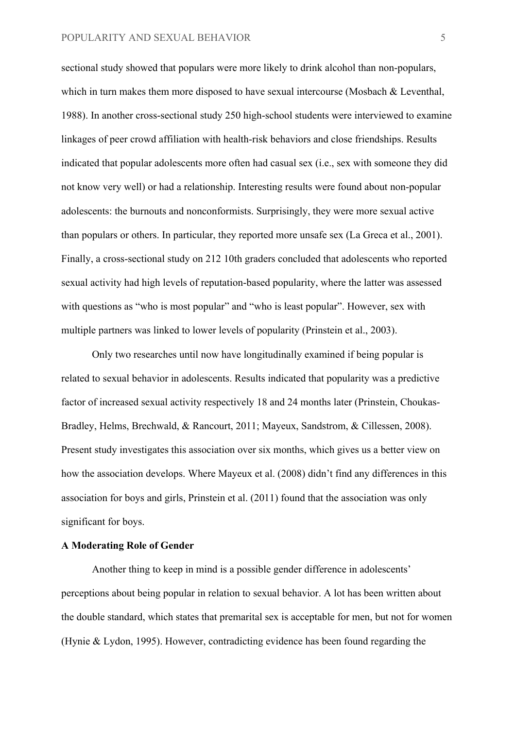sectional study showed that populars were more likely to drink alcohol than non-populars, which in turn makes them more disposed to have sexual intercourse (Mosbach & Leventhal, 1988). In another cross-sectional study 250 high-school students were interviewed to examine linkages of peer crowd affiliation with health-risk behaviors and close friendships. Results indicated that popular adolescents more often had casual sex (i.e., sex with someone they did not know very well) or had a relationship. Interesting results were found about non-popular adolescents: the burnouts and nonconformists. Surprisingly, they were more sexual active than populars or others. In particular, they reported more unsafe sex (La Greca et al., 2001). Finally, a cross-sectional study on 212 10th graders concluded that adolescents who reported sexual activity had high levels of reputation-based popularity, where the latter was assessed with questions as "who is most popular" and "who is least popular". However, sex with multiple partners was linked to lower levels of popularity (Prinstein et al., 2003).

Only two researches until now have longitudinally examined if being popular is related to sexual behavior in adolescents. Results indicated that popularity was a predictive factor of increased sexual activity respectively 18 and 24 months later (Prinstein, Choukas-Bradley, Helms, Brechwald, & Rancourt, 2011; Mayeux, Sandstrom, & Cillessen, 2008). Present study investigates this association over six months, which gives us a better view on how the association develops. Where Mayeux et al. (2008) didn't find any differences in this association for boys and girls, Prinstein et al. (2011) found that the association was only significant for boys.

**A Moderating Role of Gender**

Another thing to keep in mind is a possible gender difference in adolescents' perceptions about being popular in relation to sexual behavior. A lot has been written about the double standard, which states that premarital sex is acceptable for men, but not for women (Hynie & Lydon, 1995). However, contradicting evidence has been found regarding the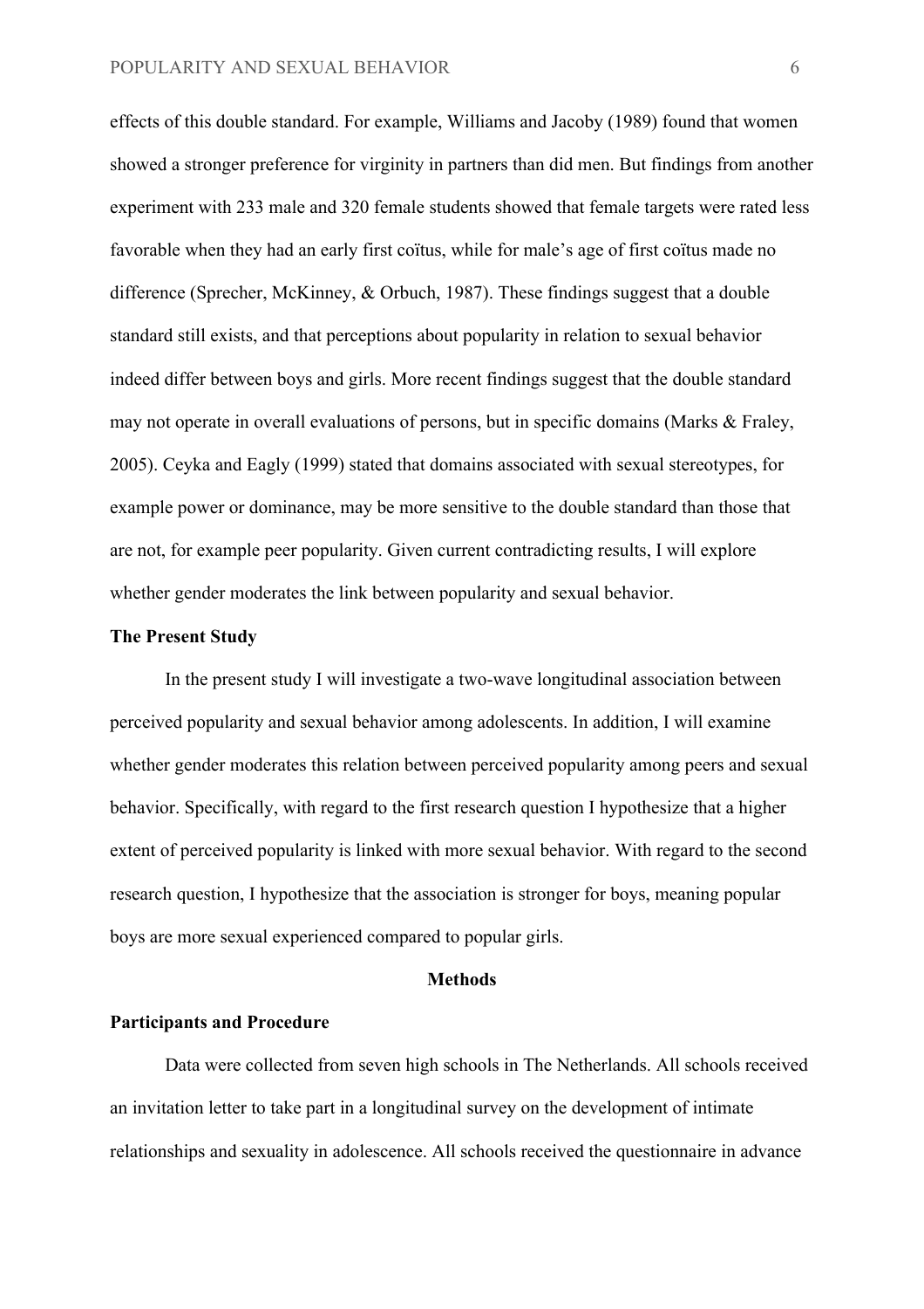effects of this double standard. For example, Williams and Jacoby (1989) found that women showed a stronger preference for virginity in partners than did men. But findings from another experiment with 233 male and 320 female students showed that female targets were rated less favorable when they had an early first coïtus, while for male's age of first coïtus made no difference (Sprecher, McKinney, & Orbuch, 1987). These findings suggest that a double standard still exists, and that perceptions about popularity in relation to sexual behavior indeed differ between boys and girls. More recent findings suggest that the double standard may not operate in overall evaluations of persons, but in specific domains (Marks & Fraley, 2005). Ceyka and Eagly (1999) stated that domains associated with sexual stereotypes, for example power or dominance, may be more sensitive to the double standard than those that are not, for example peer popularity. Given current contradicting results, I will explore whether gender moderates the link between popularity and sexual behavior.

## The Present Study

In the present study I will investigate a two-wave longitudinal association between perceived popularity and sexual behavior among adolescents. In addition, I will examine whether gender moderates this relation between perceived popularity among peers and sexual behavior. Specifically, with regard to the first research question I hypothesize that a higher extent of perceived popularity is linked with more sexual behavior. With regard to the second research question, I hypothesize that the association is stronger for boys, meaning popular boys are more sexual experienced compared to popular girls.

# Methods

## Participants and Procedure

Data were collected from seven high schools in The Netherlands. All schools received an invitation letter to take part in a longitudinal survey on the development of intimate relationships and sexuality in adolescence. All schools received the questionnaire in advance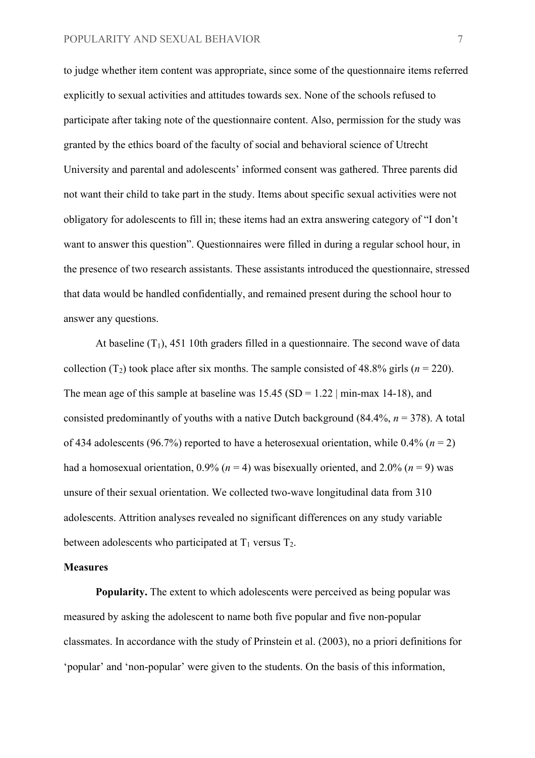to judge whether item content was appropriate, since some of the questionnaire items referred explicitly to sexual activities and attitudes towards sex. None of the schools refused to participate after taking note of the questionnaire content. Also, permission for the study was granted by the ethics board of the faculty of social and behavioral science of Utrecht University and parental and adolescents' informed consent was gathered. Three parents did not want their child to take part in the study. Items about specific sexual activities were not obligatory for adolescents to fill in; these items had an extra answering category of "I don't want to answer this question". Questionnaires were filled in during a regular school hour, in the presence of two research assistants. These assistants introduced the questionnaire, stressed that data would be handled confidentially, and remained present during the school hour to answer any questions.

At baseline ($T_1$), 451 10th graders filled in a questionnaire. The second wave of data collection ($T_2$) took place after six months. The sample consisted of 48.8% girls (*n* = 220). The mean age of this sample at baseline was 15.45 (SD = 1.22 | min-max 14-18), and consisted predominantly of youths with a native Dutch background (84.4%, *n* = 378). A total of 434 adolescents (96.7%) reported to have a heterosexual orientation, while 0.4% (*n* = 2) had a homosexual orientation, 0.9% (*n* = 4) was bisexually oriented, and 2.0% (*n* = 9) was unsure of their sexual orientation. We collected two-wave longitudinal data from 310 adolescents. Attrition analyses revealed no significant differences on any study variable between adolescents who participated at $T_1$ versus $T_2$.

**Measures**

**Popularity.** The extent to which adolescents were perceived as being popular was measured by asking the adolescent to name both five popular and five non-popular classmates. In accordance with the study of Prinstein et al. (2003), no a priori definitions for 'popular' and 'non-popular' were given to the students. On the basis of this information,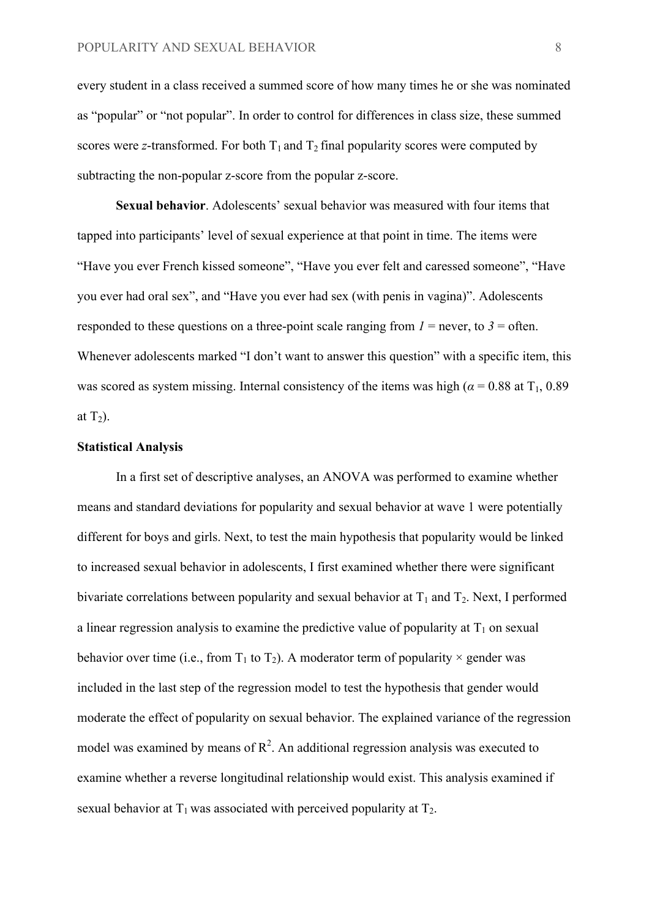every student in a class received a summed score of how many times he or she was nominated as "popular" or "not popular". In order to control for differences in class size, these summed scores were *z*-transformed. For both $T_1$ and $T_2$ final popularity scores were computed by subtracting the non-popular z-score from the popular z-score.

**Sexual behavior**. Adolescents' sexual behavior was measured with four items that tapped into participants' level of sexual experience at that point in time. The items were "Have you ever French kissed someone", "Have you ever felt and caressed someone", "Have you ever had oral sex", and "Have you ever had sex (with penis in vagina)". Adolescents responded to these questions on a three-point scale ranging from *1* = never, to *3* = often. Whenever adolescents marked "I don't want to answer this question" with a specific item, this was scored as system missing. Internal consistency of the items was high ($\alpha = 0.88$ at $T_1$, 0.89 at $T_2$).

**Statistical Analysis**

In a first set of descriptive analyses, an ANOVA was performed to examine whether means and standard deviations for popularity and sexual behavior at wave 1 were potentially different for boys and girls. Next, to test the main hypothesis that popularity would be linked to increased sexual behavior in adolescents, I first examined whether there were significant bivariate correlations between popularity and sexual behavior at $T_1$ and $T_2$. Next, I performed a linear regression analysis to examine the predictive value of popularity at $T_1$ on sexual behavior over time (i.e., from $T_1$ to $T_2$). A moderator term of popularity × gender was included in the last step of the regression model to test the hypothesis that gender would moderate the effect of popularity on sexual behavior. The explained variance of the regression model was examined by means of $R^2$. An additional regression analysis was executed to examine whether a reverse longitudinal relationship would exist. This analysis examined if sexual behavior at $T_1$ was associated with perceived popularity at $T_2$.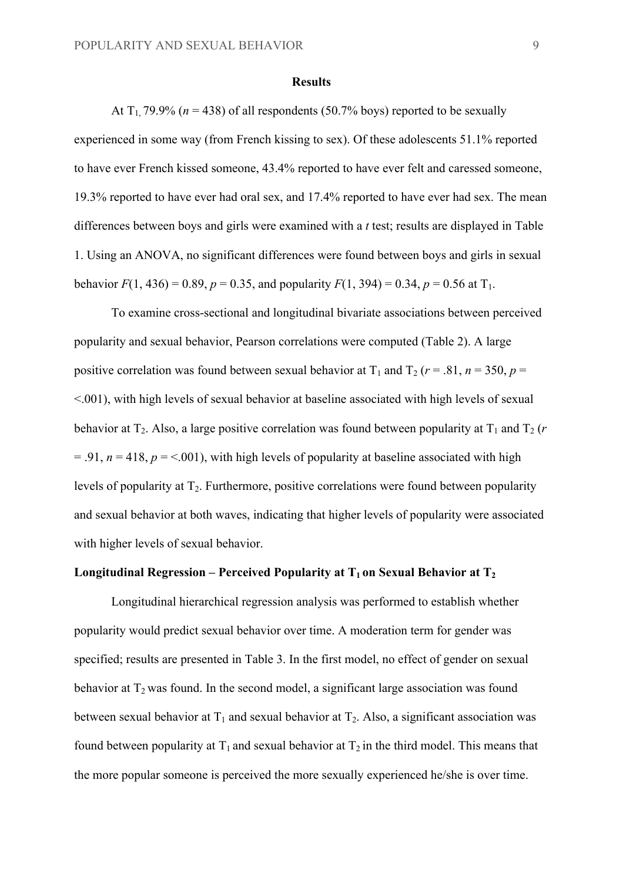**Results**

At $T_1$, 79.9% ($n$ = 438) of all respondents (50.7% boys) reported to be sexually experienced in some way (from French kissing to sex). Of these adolescents 51.1% reported to have ever French kissed someone, 43.4% reported to have ever felt and caressed someone, 19.3% reported to have ever had oral sex, and 17.4% reported to have ever had sex. The mean differences between boys and girls were examined with a *t* test; results are displayed in Table 1. Using an ANOVA, no significant differences were found between boys and girls in sexual behavior $F(1, 436) = 0.89$, $p = 0.35$, and popularity $F(1, 394) = 0.34$, $p = 0.56$ at $T_1$.

To examine cross-sectional and longitudinal bivariate associations between perceived popularity and sexual behavior, Pearson correlations were computed (Table 2). A large positive correlation was found between sexual behavior at $T_1$ and $T_2$ ($r = .81$, $n = 350$, $p = <.001$), with high levels of sexual behavior at baseline associated with high levels of sexual behavior at $T_2$. Also, a large positive correlation was found between popularity at $T_1$ and $T_2$ ($r = .91$, $n = 418$, $p = <.001$), with high levels of popularity at baseline associated with high levels of popularity at $T_2$. Furthermore, positive correlations were found between popularity and sexual behavior at both waves, indicating that higher levels of popularity were associated with higher levels of sexual behavior.

**Longitudinal Regression – Perceived Popularity at $T_1$ on Sexual Behavior at $T_2$**

Longitudinal hierarchical regression analysis was performed to establish whether popularity would predict sexual behavior over time. A moderation term for gender was specified; results are presented in Table 3. In the first model, no effect of gender on sexual behavior at $T_2$ was found. In the second model, a significant large association was found between sexual behavior at $T_1$ and sexual behavior at $T_2$. Also, a significant association was found between popularity at $T_1$ and sexual behavior at $T_2$ in the third model. This means that the more popular someone is perceived the more sexually experienced he/she is over time.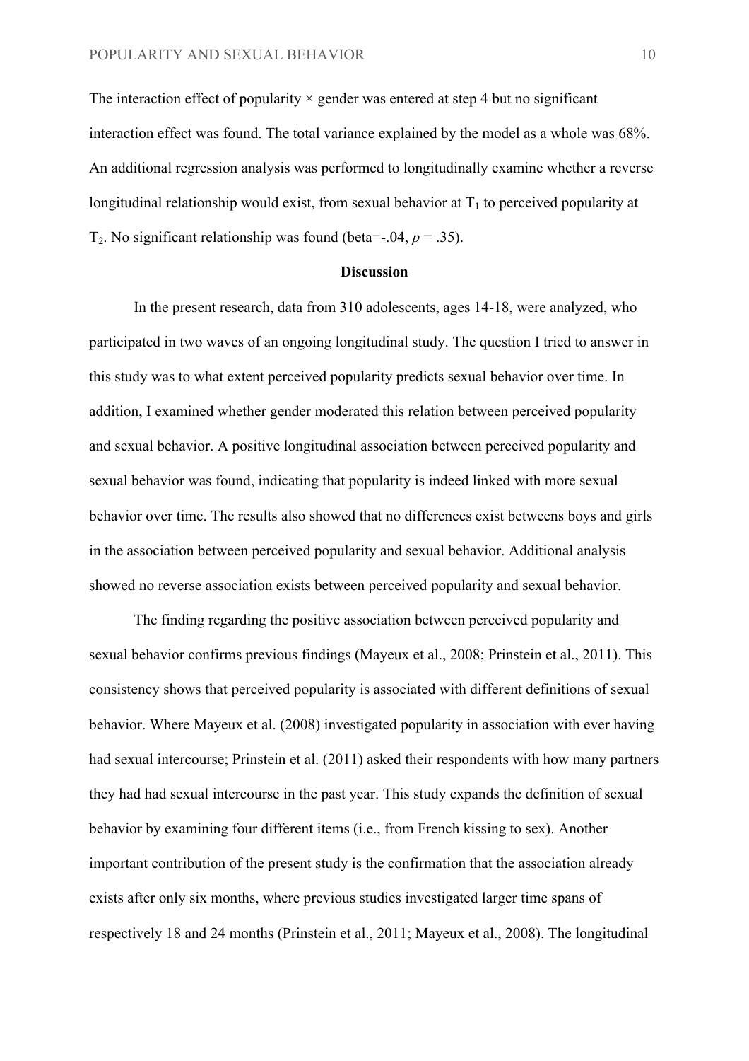The interaction effect of popularity × gender was entered at step 4 but no significant interaction effect was found. The total variance explained by the model as a whole was 68%. An additional regression analysis was performed to longitudinally examine whether a reverse longitudinal relationship would exist, from sexual behavior at $T_1$ to perceived popularity at $T_2$. No significant relationship was found (beta=-.04, $p$ = .35).

## Discussion

In the present research, data from 310 adolescents, ages 14-18, were analyzed, who participated in two waves of an ongoing longitudinal study. The question I tried to answer in this study was to what extent perceived popularity predicts sexual behavior over time. In addition, I examined whether gender moderated this relation between perceived popularity and sexual behavior. A positive longitudinal association between perceived popularity and sexual behavior was found, indicating that popularity is indeed linked with more sexual behavior over time. The results also showed that no differences exist betweens boys and girls in the association between perceived popularity and sexual behavior. Additional analysis showed no reverse association exists between perceived popularity and sexual behavior.

The finding regarding the positive association between perceived popularity and sexual behavior confirms previous findings (Mayeux et al., 2008; Prinstein et al., 2011). This consistency shows that perceived popularity is associated with different definitions of sexual behavior. Where Mayeux et al. (2008) investigated popularity in association with ever having had sexual intercourse; Prinstein et al. (2011) asked their respondents with how many partners they had had sexual intercourse in the past year. This study expands the definition of sexual behavior by examining four different items (i.e., from French kissing to sex). Another important contribution of the present study is the confirmation that the association already exists after only six months, where previous studies investigated larger time spans of respectively 18 and 24 months (Prinstein et al., 2011; Mayeux et al., 2008). The longitudinal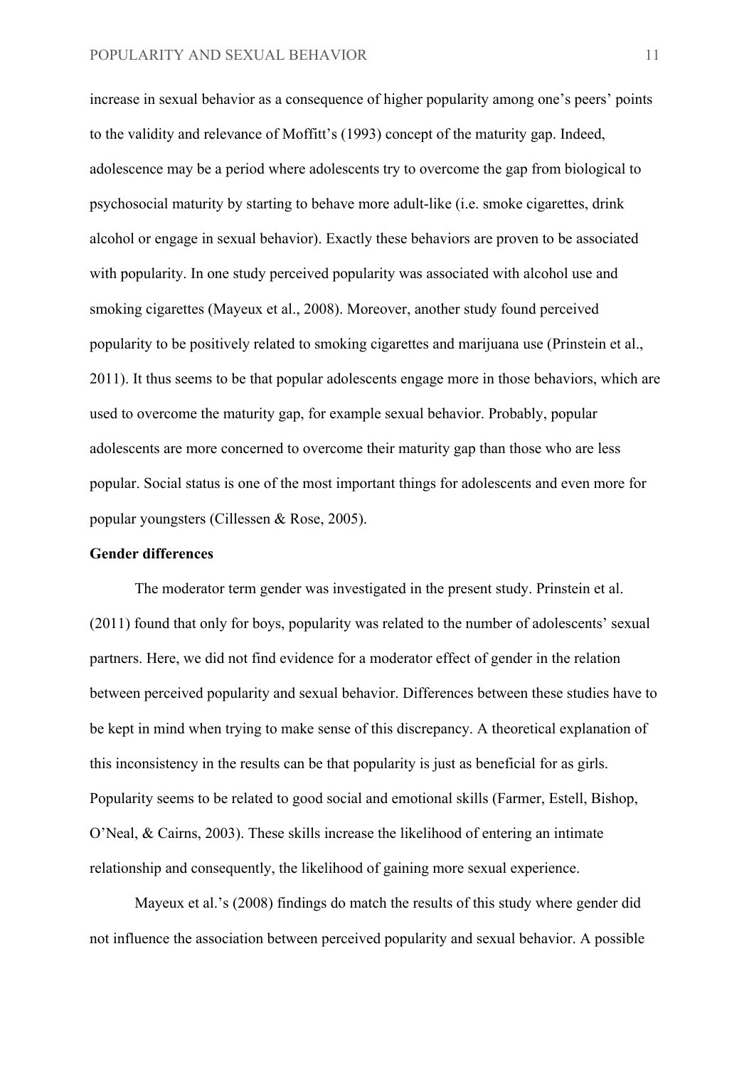increase in sexual behavior as a consequence of higher popularity among one's peers' points to the validity and relevance of Moffitt's (1993) concept of the maturity gap. Indeed, adolescence may be a period where adolescents try to overcome the gap from biological to psychosocial maturity by starting to behave more adult-like (i.e. smoke cigarettes, drink alcohol or engage in sexual behavior). Exactly these behaviors are proven to be associated with popularity. In one study perceived popularity was associated with alcohol use and smoking cigarettes (Mayeux et al., 2008). Moreover, another study found perceived popularity to be positively related to smoking cigarettes and marijuana use (Prinstein et al., 2011). It thus seems to be that popular adolescents engage more in those behaviors, which are used to overcome the maturity gap, for example sexual behavior. Probably, popular adolescents are more concerned to overcome their maturity gap than those who are less popular. Social status is one of the most important things for adolescents and even more for popular youngsters (Cillessen & Rose, 2005).

**Gender differences**

The moderator term gender was investigated in the present study. Prinstein et al. (2011) found that only for boys, popularity was related to the number of adolescents' sexual partners. Here, we did not find evidence for a moderator effect of gender in the relation between perceived popularity and sexual behavior. Differences between these studies have to be kept in mind when trying to make sense of this discrepancy. A theoretical explanation of this inconsistency in the results can be that popularity is just as beneficial for as girls. Popularity seems to be related to good social and emotional skills (Farmer, Estell, Bishop, O'Neal, & Cairns, 2003). These skills increase the likelihood of entering an intimate relationship and consequently, the likelihood of gaining more sexual experience.

Mayeux et al.'s (2008) findings do match the results of this study where gender did not influence the association between perceived popularity and sexual behavior. A possible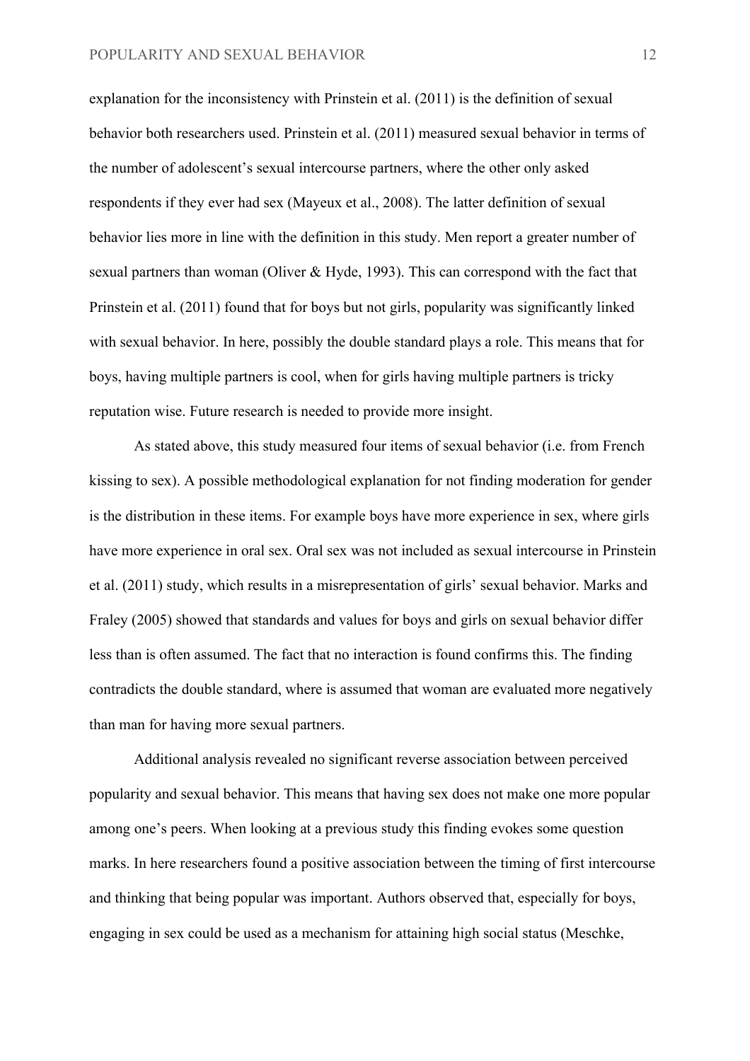explanation for the inconsistency with Prinstein et al. (2011) is the definition of sexual behavior both researchers used. Prinstein et al. (2011) measured sexual behavior in terms of the number of adolescent's sexual intercourse partners, where the other only asked respondents if they ever had sex (Mayeux et al., 2008). The latter definition of sexual behavior lies more in line with the definition in this study. Men report a greater number of sexual partners than woman (Oliver & Hyde, 1993). This can correspond with the fact that Prinstein et al. (2011) found that for boys but not girls, popularity was significantly linked with sexual behavior. In here, possibly the double standard plays a role. This means that for boys, having multiple partners is cool, when for girls having multiple partners is tricky reputation wise. Future research is needed to provide more insight.

As stated above, this study measured four items of sexual behavior (i.e. from French kissing to sex). A possible methodological explanation for not finding moderation for gender is the distribution in these items. For example boys have more experience in sex, where girls have more experience in oral sex. Oral sex was not included as sexual intercourse in Prinstein et al. (2011) study, which results in a misrepresentation of girls' sexual behavior. Marks and Fraley (2005) showed that standards and values for boys and girls on sexual behavior differ less than is often assumed. The fact that no interaction is found confirms this. The finding contradicts the double standard, where is assumed that woman are evaluated more negatively than man for having more sexual partners.

Additional analysis revealed no significant reverse association between perceived popularity and sexual behavior. This means that having sex does not make one more popular among one's peers. When looking at a previous study this finding evokes some question marks. In here researchers found a positive association between the timing of first intercourse and thinking that being popular was important. Authors observed that, especially for boys, engaging in sex could be used as a mechanism for attaining high social status (Meschke,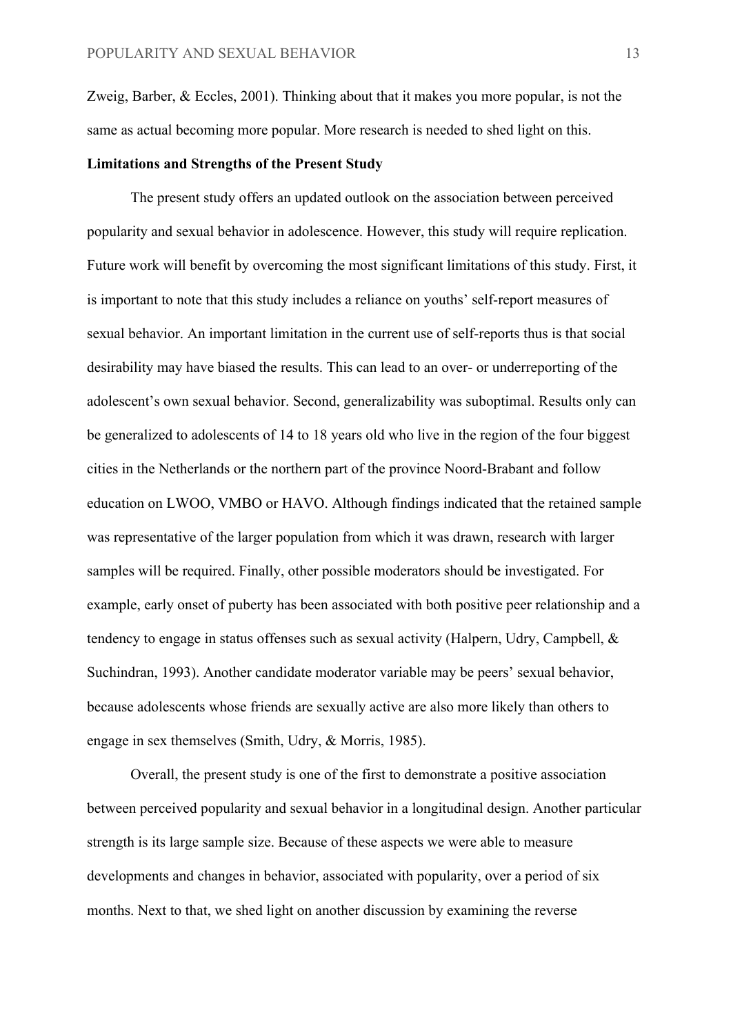Zweig, Barber, & Eccles, 2001). Thinking about that it makes you more popular, is not the same as actual becoming more popular. More research is needed to shed light on this.

**Limitations and Strengths of the Present Study**

The present study offers an updated outlook on the association between perceived popularity and sexual behavior in adolescence. However, this study will require replication. Future work will benefit by overcoming the most significant limitations of this study. First, it is important to note that this study includes a reliance on youths' self-report measures of sexual behavior. An important limitation in the current use of self-reports thus is that social desirability may have biased the results. This can lead to an over- or underreporting of the adolescent's own sexual behavior. Second, generalizability was suboptimal. Results only can be generalized to adolescents of 14 to 18 years old who live in the region of the four biggest cities in the Netherlands or the northern part of the province Noord-Brabant and follow education on LWOO, VMBO or HAVO. Although findings indicated that the retained sample was representative of the larger population from which it was drawn, research with larger samples will be required. Finally, other possible moderators should be investigated. For example, early onset of puberty has been associated with both positive peer relationship and a tendency to engage in status offenses such as sexual activity (Halpern, Udry, Campbell, & Suchindran, 1993). Another candidate moderator variable may be peers' sexual behavior, because adolescents whose friends are sexually active are also more likely than others to engage in sex themselves (Smith, Udry, & Morris, 1985).

Overall, the present study is one of the first to demonstrate a positive association between perceived popularity and sexual behavior in a longitudinal design. Another particular strength is its large sample size. Because of these aspects we were able to measure developments and changes in behavior, associated with popularity, over a period of six months. Next to that, we shed light on another discussion by examining the reverse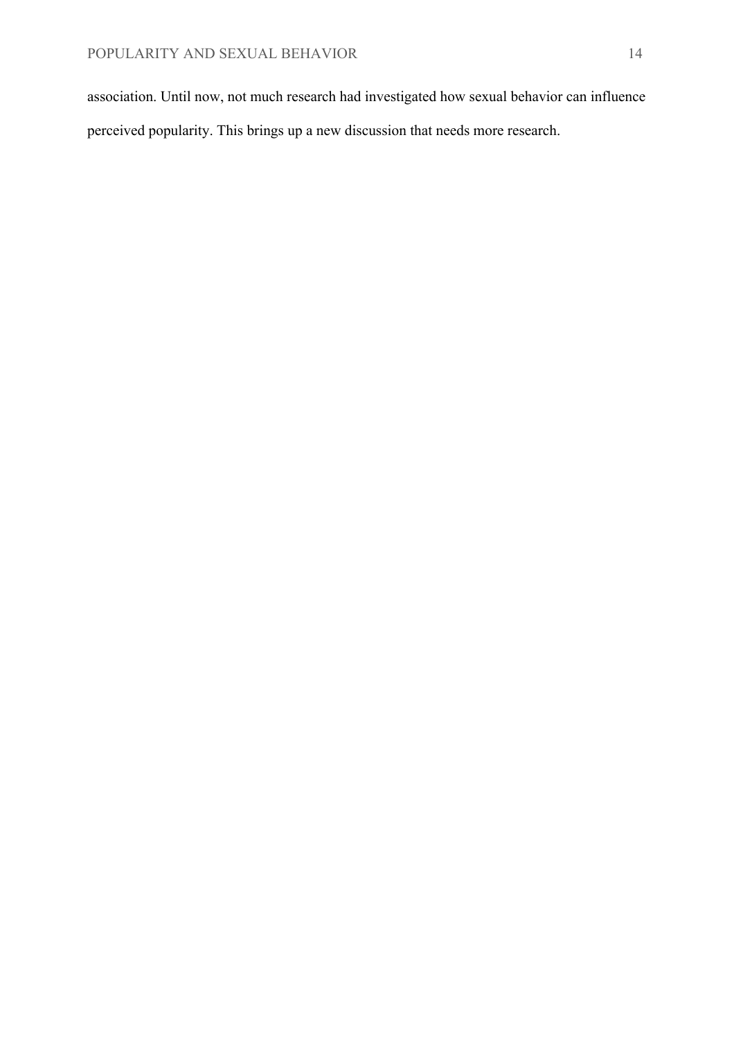association. Until now, not much research had investigated how sexual behavior can influence perceived popularity. This brings up a new discussion that needs more research.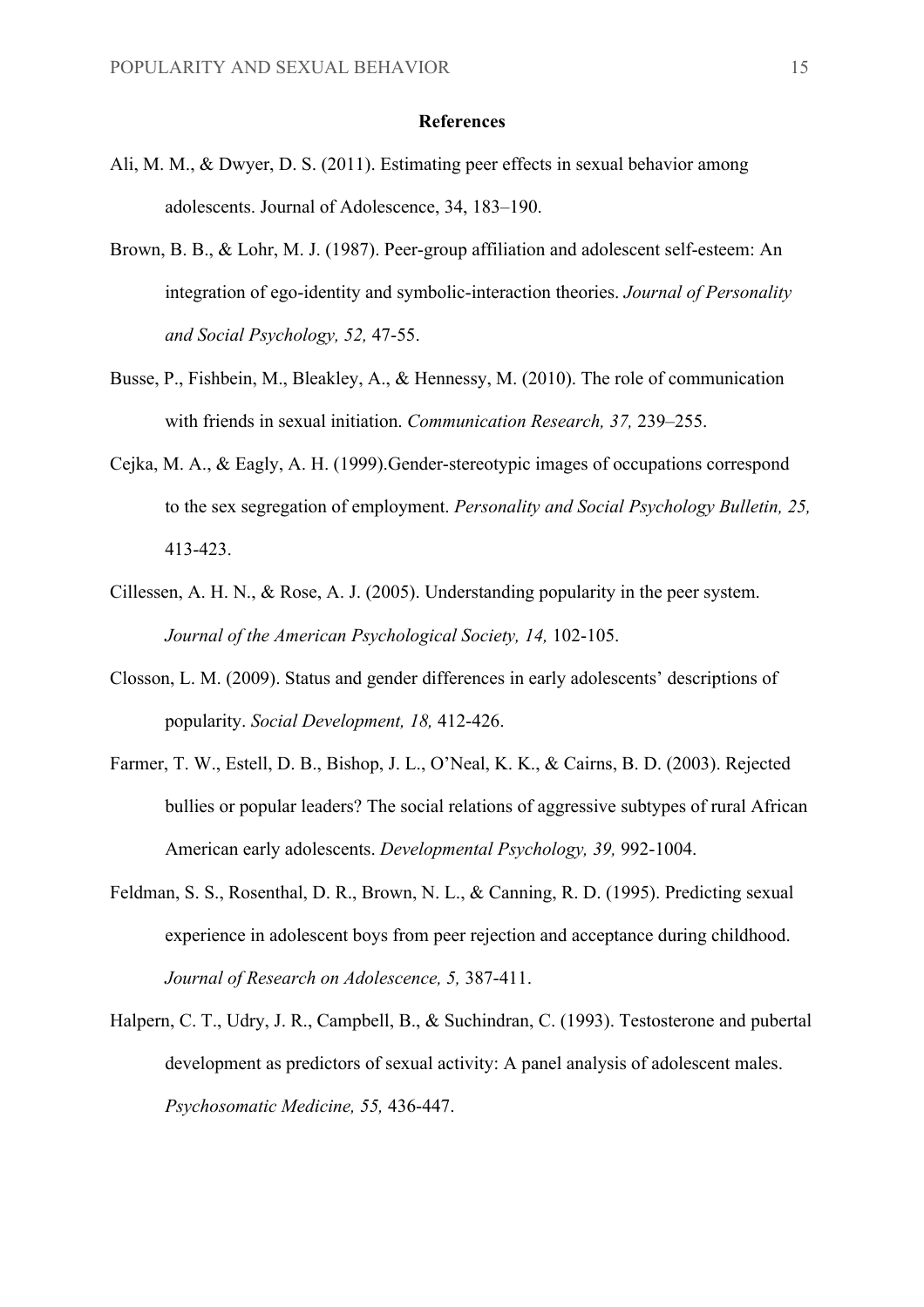# References

Ali, M. M., & Dwyer, D. S. (2011). Estimating peer effects in sexual behavior among adolescents. Journal of Adolescence, 34, 183–190.

Brown, B. B., & Lohr, M. J. (1987). Peer-group affiliation and adolescent self-esteem: An integration of ego-identity and symbolic-interaction theories. *Journal of Personality and Social Psychology, 52,* 47-55.

Busse, P., Fishbein, M., Bleakley, A., & Hennessy, M. (2010). The role of communication with friends in sexual initiation. *Communication Research, 37,* 239–255.

Cejka, M. A., & Eagly, A. H. (1999).Gender-stereotypic images of occupations correspond to the sex segregation of employment. *Personality and Social Psychology Bulletin, 25,* 413-423.

Cillessen, A. H. N., & Rose, A. J. (2005). Understanding popularity in the peer system. *Journal of the American Psychological Society, 14,* 102-105.

Closson, L. M. (2009). Status and gender differences in early adolescents' descriptions of popularity. *Social Development, 18,* 412-426.

Farmer, T. W., Estell, D. B., Bishop, J. L., O'Neal, K. K., & Cairns, B. D. (2003). Rejected bullies or popular leaders? The social relations of aggressive subtypes of rural African American early adolescents. *Developmental Psychology, 39,* 992-1004.

Feldman, S. S., Rosenthal, D. R., Brown, N. L., & Canning, R. D. (1995). Predicting sexual experience in adolescent boys from peer rejection and acceptance during childhood. *Journal of Research on Adolescence, 5,* 387-411.

Halpern, C. T., Udry, J. R., Campbell, B., & Suchindran, C. (1993). Testosterone and pubertal development as predictors of sexual activity: A panel analysis of adolescent males. *Psychosomatic Medicine, 55,* 436-447.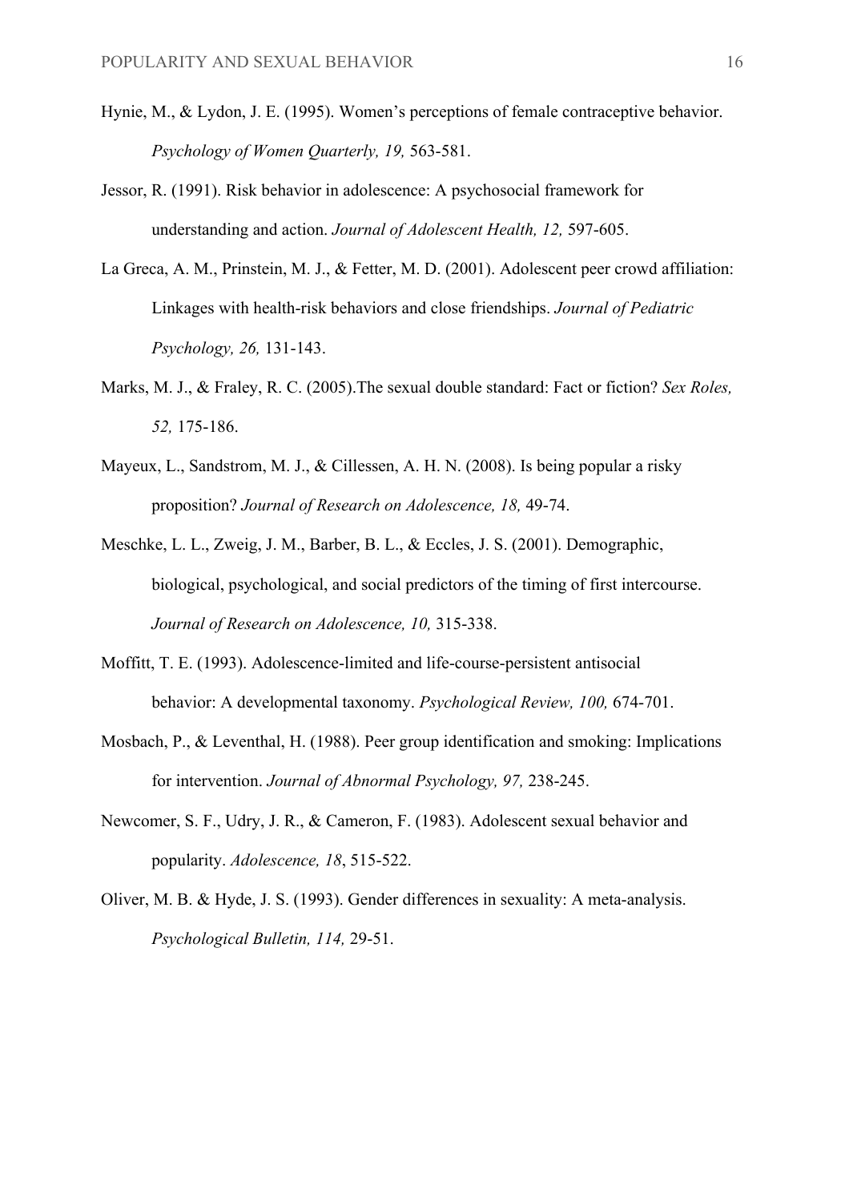Hynie, M., & Lydon, J. E. (1995). Women's perceptions of female contraceptive behavior. *Psychology of Women Quarterly, 19,* 563-581.

Jessor, R. (1991). Risk behavior in adolescence: A psychosocial framework for understanding and action. *Journal of Adolescent Health, 12,* 597-605.

La Greca, A. M., Prinstein, M. J., & Fetter, M. D. (2001). Adolescent peer crowd affiliation: Linkages with health-risk behaviors and close friendships. *Journal of Pediatric Psychology, 26,* 131-143.

Marks, M. J., & Fraley, R. C. (2005).The sexual double standard: Fact or fiction? *Sex Roles, 52,* 175-186.

Mayeux, L., Sandstrom, M. J., & Cillessen, A. H. N. (2008). Is being popular a risky proposition? *Journal of Research on Adolescence, 18,* 49-74.

Meschke, L. L., Zweig, J. M., Barber, B. L., & Eccles, J. S. (2001). Demographic, biological, psychological, and social predictors of the timing of first intercourse. *Journal of Research on Adolescence, 10,* 315-338.

Moffitt, T. E. (1993). Adolescence-limited and life-course-persistent antisocial behavior: A developmental taxonomy. *Psychological Review, 100,* 674-701.

Mosbach, P., & Leventhal, H. (1988). Peer group identification and smoking: Implications for intervention. *Journal of Abnormal Psychology, 97,* 238-245.

Newcomer, S. F., Udry, J. R., & Cameron, F. (1983). Adolescent sexual behavior and popularity. *Adolescence, 18*, 515-522.

Oliver, M. B. & Hyde, J. S. (1993). Gender differences in sexuality: A meta-analysis. *Psychological Bulletin, 114,* 29-51.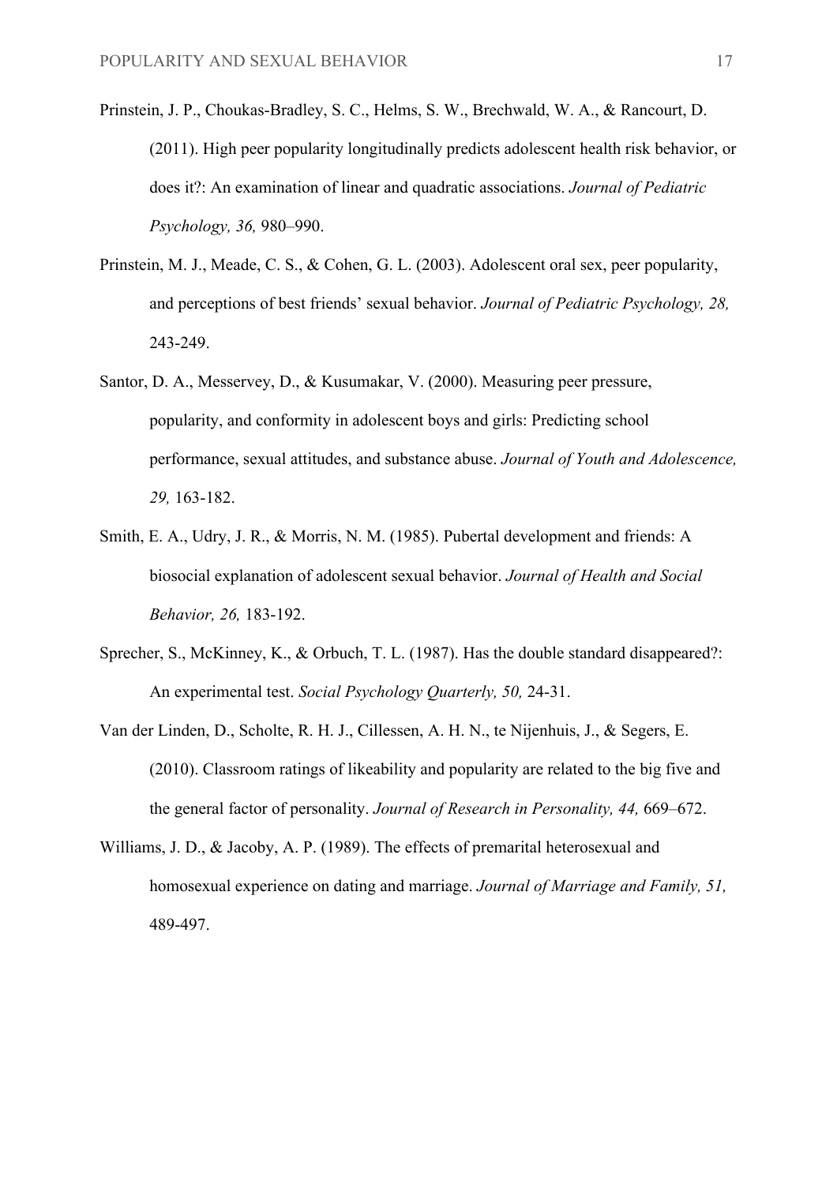Prinstein, J. P., Choukas-Bradley, S. C., Helms, S. W., Brechwald, W. A., & Rancourt, D. (2011). High peer popularity longitudinally predicts adolescent health risk behavior, or does it?: An examination of linear and quadratic associations. *Journal of Pediatric Psychology, 36,* 980–990.

Prinstein, M. J., Meade, C. S., & Cohen, G. L. (2003). Adolescent oral sex, peer popularity, and perceptions of best friends' sexual behavior. *Journal of Pediatric Psychology, 28,* 243-249.

Santor, D. A., Messervey, D., & Kusumakar, V. (2000). Measuring peer pressure, popularity, and conformity in adolescent boys and girls: Predicting school performance, sexual attitudes, and substance abuse. *Journal of Youth and Adolescence, 29,* 163-182.

Smith, E. A., Udry, J. R., & Morris, N. M. (1985). Pubertal development and friends: A biosocial explanation of adolescent sexual behavior. *Journal of Health and Social Behavior, 26,* 183-192.

Sprecher, S., McKinney, K., & Orbuch, T. L. (1987). Has the double standard disappeared?: An experimental test. *Social Psychology Quarterly, 50,* 24-31.

Van der Linden, D., Scholte, R. H. J., Cillessen, A. H. N., te Nijenhuis, J., & Segers, E. (2010). Classroom ratings of likeability and popularity are related to the big five and the general factor of personality. *Journal of Research in Personality, 44,* 669–672.

Williams, J. D., & Jacoby, A. P. (1989). The effects of premarital heterosexual and homosexual experience on dating and marriage. *Journal of Marriage and Family, 51,* 489-497.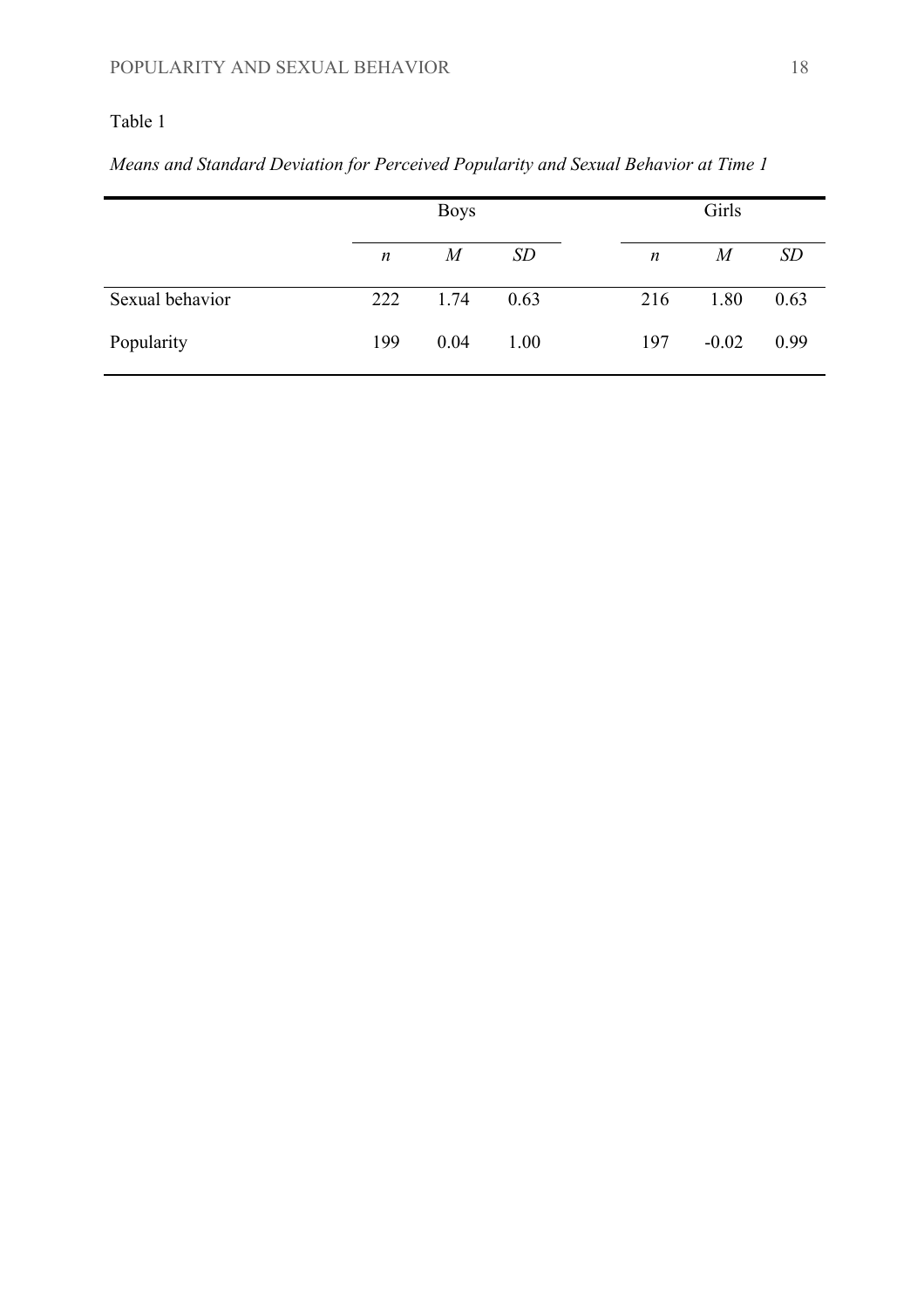Table 1

*Means and Standard Deviation for Perceived Popularity and Sexual Behavior at Time 1*

| | Boys | | | Girls | | |
|---|---|---|---|---|---|---|
| | *n* | *M* | *SD* | *n* | *M* | *SD* |
| Sexual behavior | 222 | 1.74 | 0.63 | 216 | 1.80 | 0.63 |
| Popularity | 199 | 0.04 | 1.00 | 197 | -0.02 | 0.99 |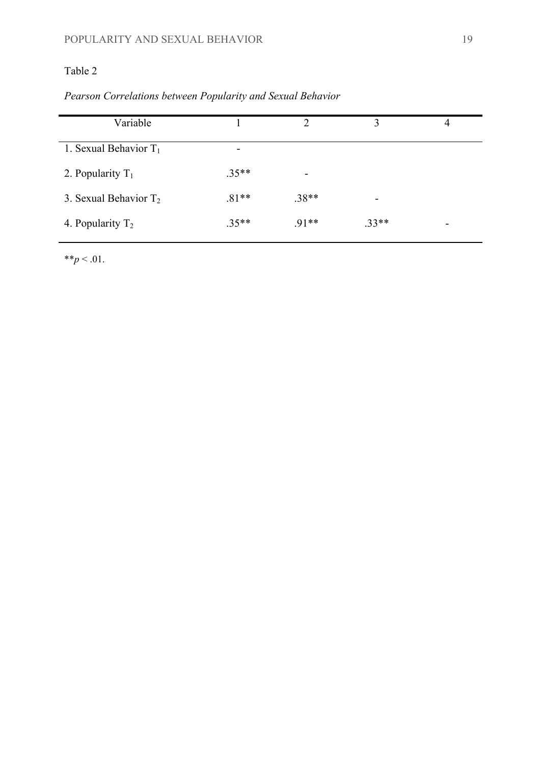Table 2

*Pearson Correlations between Popularity and Sexual Behavior*

| Variable | 1 | 2 | 3 | 4 |
|---|---|---|---|---|
| 1. Sexual Behavior $T_1$ | - | | | |
| 2. Popularity $T_1$ | .35** | - | | |
| 3. Sexual Behavior $T_2$ | .81** | .38** | - | |
| 4. Popularity $T_2$ | .35** | .91** | .33** | - |

**$p < .01$.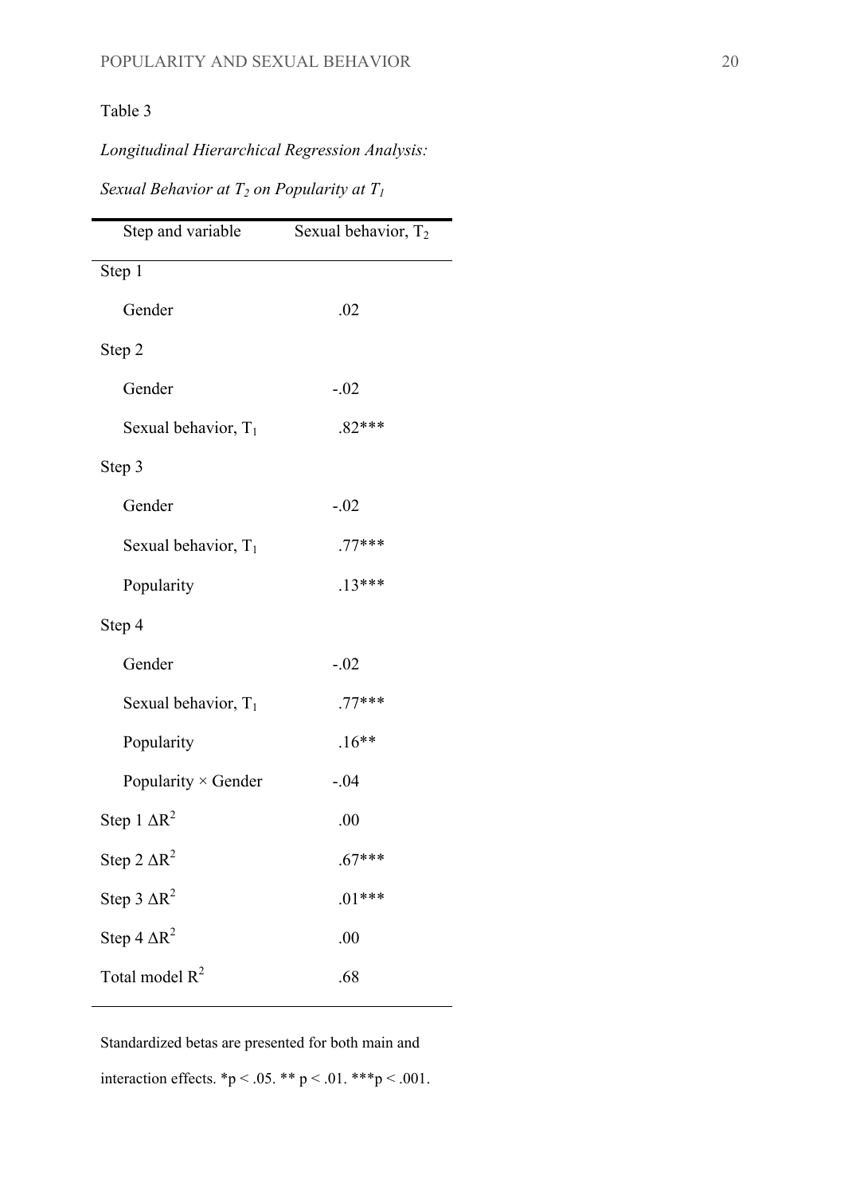Table 3

*Longitudinal Hierarchical Regression Analysis:*

*Sexual Behavior at $T_2$ on Popularity at $T_1$*

| Step and variable | Sexual behavior, $T_2$ |
|---|---|
| Step 1 | |
| Gender | .02 |
| Step 2 | |
| Gender | -.02 |
| Sexual behavior, $T_1$ | .82*** |
| Step 3 | |
| Gender | -.02 |
| Sexual behavior, $T_1$ | .77*** |
| Popularity | .13*** |
| Step 4 | |
| Gender | -.02 |
| Sexual behavior, $T_1$ | .77*** |
| Popularity | .16** |
| Popularity × Gender | -.04 |
| Step 1 $\Delta R^2$ | .00 |
| Step 2 $\Delta R^2$ | .67*** |
| Step 3 $\Delta R^2$ | .01*** |
| Step 4 $\Delta R^2$ | .00 |
| Total model $R^2$ | .68 |

Standardized betas are presented for both main and interaction effects. *$p < .05$. ** $p < .01$. ***$p < .001$.